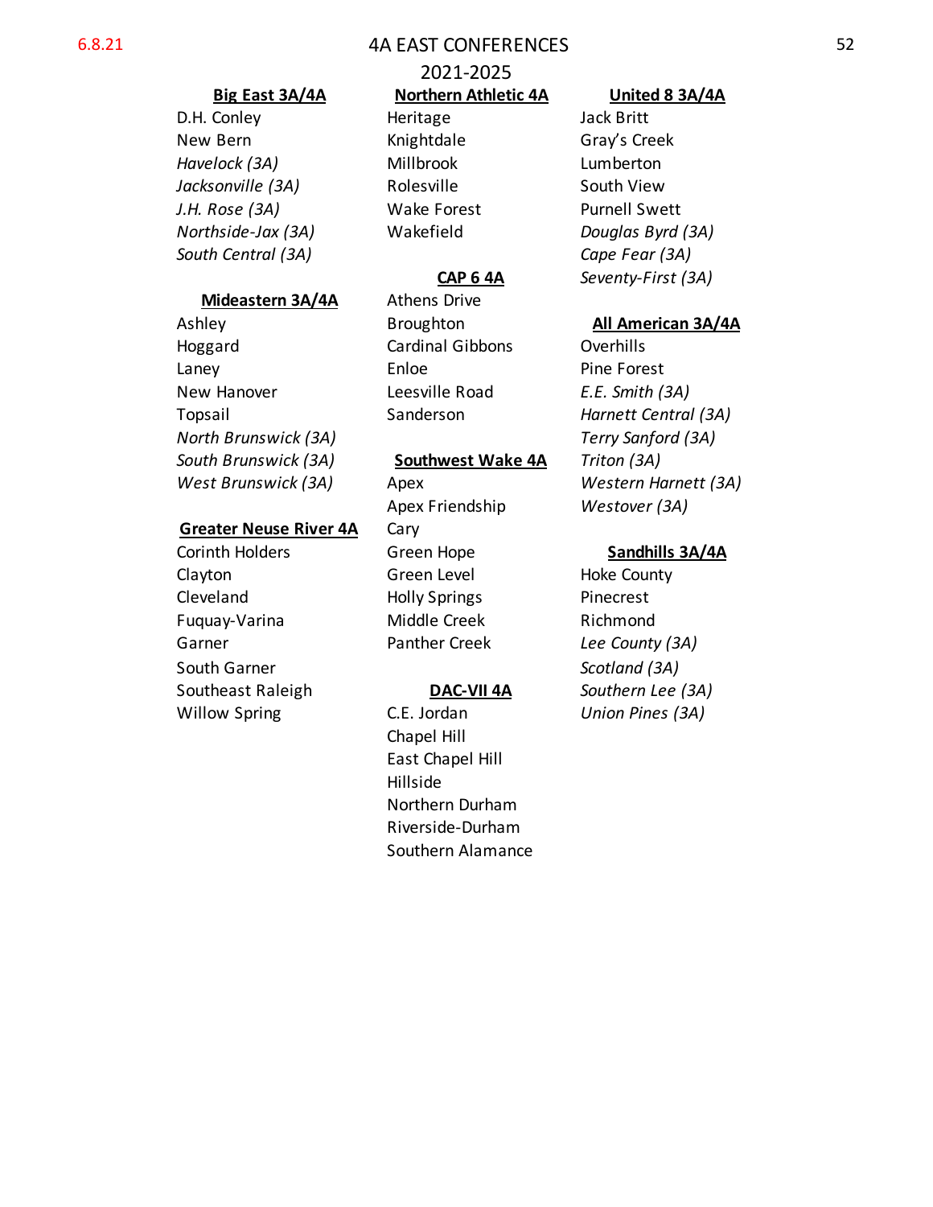6.8.21

# 4A EAST CONFERENCES

## 2021-2025

**Big East 3A/4A**

D.H. Conley
New Bern
*Havelock (3A)*
*Jacksonville (3A)*
*J.H. Rose (3A)*
*Northside-Jax (3A)*
*South Central (3A)*

**Mideastern 3A/4A**

Ashley
Hoggard
Laney
New Hanover
Topsail
*North Brunswick (3A)*
*South Brunswick (3A)*
*West Brunswick (3A)*

**Greater Neuse River 4A**

Corinth Holders
Clayton
Cleveland
Fuquay-Varina
Garner
South Garner
Southeast Raleigh
Willow Spring

**Northern Athletic 4A**

Heritage
Knightdale
Millbrook
Rolesville
Wake Forest
Wakefield

**CAP 6 4A**

Athens Drive
Broughton
Cardinal Gibbons
Enloe
Leesville Road
Sanderson

**Southwest Wake 4A**

Apex
Apex Friendship
Cary
Green Hope
Green Level
Holly Springs
Middle Creek
Panther Creek

**DAC-VII 4A**

C.E. Jordan
Chapel Hill
East Chapel Hill
Hillside
Northern Durham
Riverside-Durham
Southern Alamance

**United 8 3A/4A**

Jack Britt
Gray's Creek
Lumberton
South View
Purnell Swett
*Douglas Byrd (3A)*
*Cape Fear (3A)*
*Seventy-First (3A)*

**All American 3A/4A**

Overhills
Pine Forest
*E.E. Smith (3A)*
*Harnett Central (3A)*
*Terry Sanford (3A)*
*Triton (3A)*
*Western Harnett (3A)*
*Westover (3A)*

**Sandhills 3A/4A**

Hoke County
Pinecrest
Richmond
*Lee County (3A)*
*Scotland (3A)*
*Southern Lee (3A)*
*Union Pines (3A)*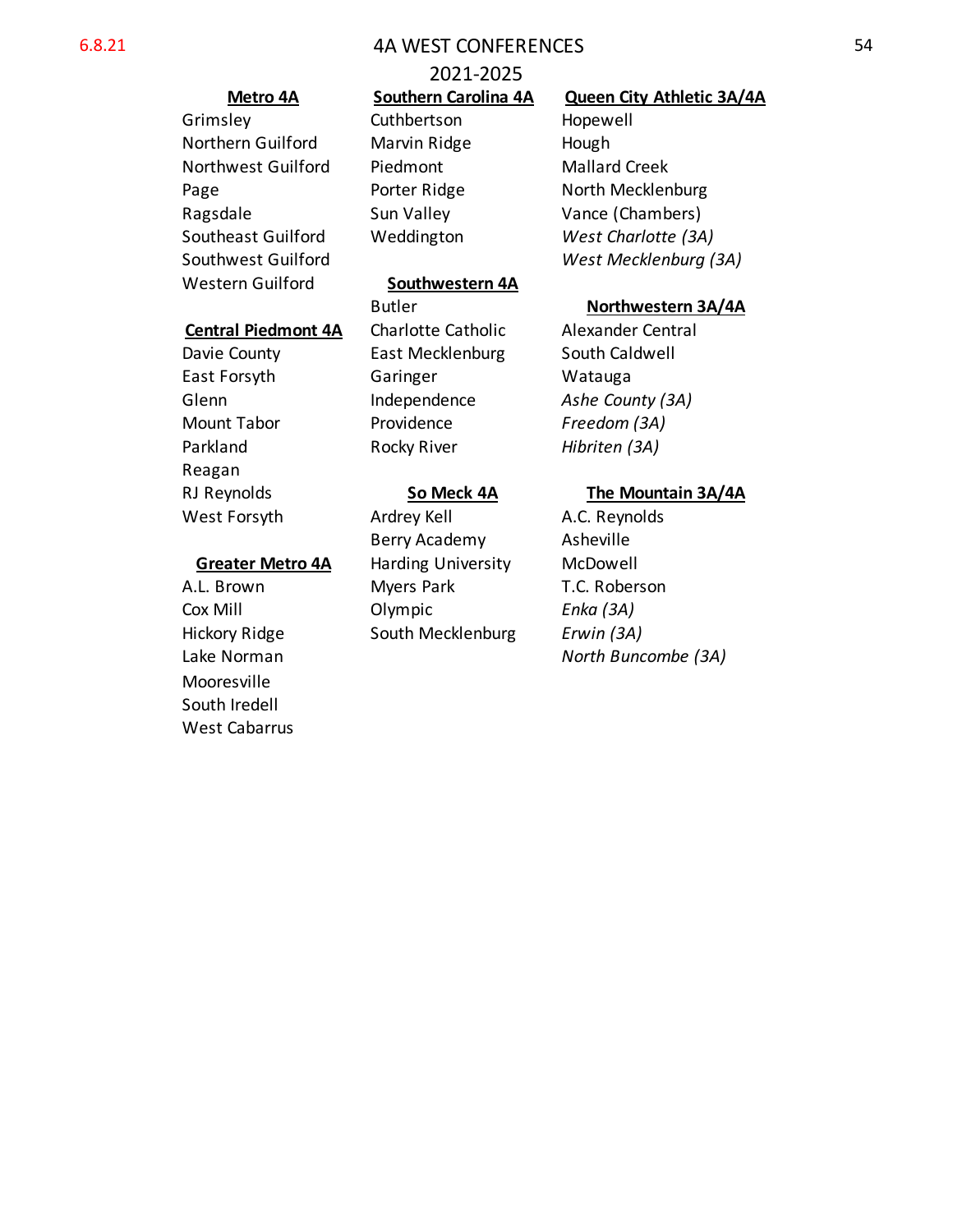6.8.21

# 4A WEST CONFERENCES
## 2021-2025

**Metro 4A**

Grimsley
Northern Guilford
Northwest Guilford
Page
Ragsdale
Southeast Guilford
Southwest Guilford
Western Guilford

**Central Piedmont 4A**

Davie County
East Forsyth
Glenn
Mount Tabor
Parkland
Reagan
RJ Reynolds
West Forsyth

**Greater Metro 4A**

A.L. Brown
Cox Mill
Hickory Ridge
Lake Norman
Mooresville
South Iredell
West Cabarrus

**Southern Carolina 4A**

Cuthbertson
Marvin Ridge
Piedmont
Porter Ridge
Sun Valley
Weddington

**Southwestern 4A**

Butler
Charlotte Catholic
East Mecklenburg
Garinger
Independence
Providence
Rocky River

**So Meck 4A**

Ardrey Kell
Berry Academy
Harding University
Myers Park
Olympic
South Mecklenburg

**Queen City Athletic 3A/4A**

Hopewell
Hough
Mallard Creek
North Mecklenburg
Vance (Chambers)
*West Charlotte (3A)*
*West Mecklenburg (3A)*

**Northwestern 3A/4A**

Alexander Central
South Caldwell
Watauga
*Ashe County (3A)*
*Freedom (3A)*
*Hibriten (3A)*

**The Mountain 3A/4A**

A.C. Reynolds
Asheville
McDowell
T.C. Roberson
*Enka (3A)*
*Erwin (3A)*
*North Buncombe (3A)*